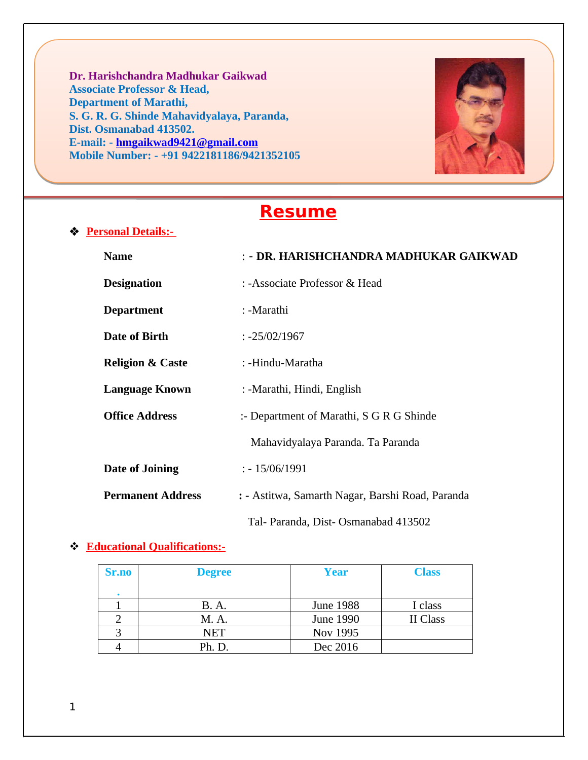**Dr. Harishchandra Madhukar Gaikwad**
**Associate Professor & Head,**
**Department of Marathi,**
**S. G. R. G. Shinde Mahavidyalaya, Paranda,**
**Dist. Osmanabad 413502.**
**E-mail: - hmgaikwad9421@gmail.com**
**Mobile Number: - +91 9422181186/9421352105**

# Resume

## ❖ Personal Details:-

| | |
|---|---|
| **Name** | : - **DR. HARISHCHANDRA MADHUKAR GAIKWAD** |
| **Designation** | : -Associate Professor & Head |
| **Department** | : -Marathi |
| **Date of Birth** | : -25/02/1967 |
| **Religion & Caste** | : -Hindu-Maratha |
| **Language Known** | : -Marathi, Hindi, English |
| **Office Address** | :- Department of Marathi, S G R G Shinde Mahavidyalaya Paranda. Ta Paranda |
| **Date of Joining** | : - 15/06/1991 |
| **Permanent Address** | **: -** Astitwa, Samarth Nagar, Barshi Road, Paranda Tal- Paranda, Dist- Osmanabad 413502 |

## ❖ Educational Qualifications:-

| Sr.no. | Degree | Year | Class |
|---|---|---|---|
| 1 | B. A. | June 1988 | I class |
| 2 | M. A. | June 1990 | II Class |
| 3 | NET | Nov 1995 | |
| 4 | Ph. D. | Dec 2016 | |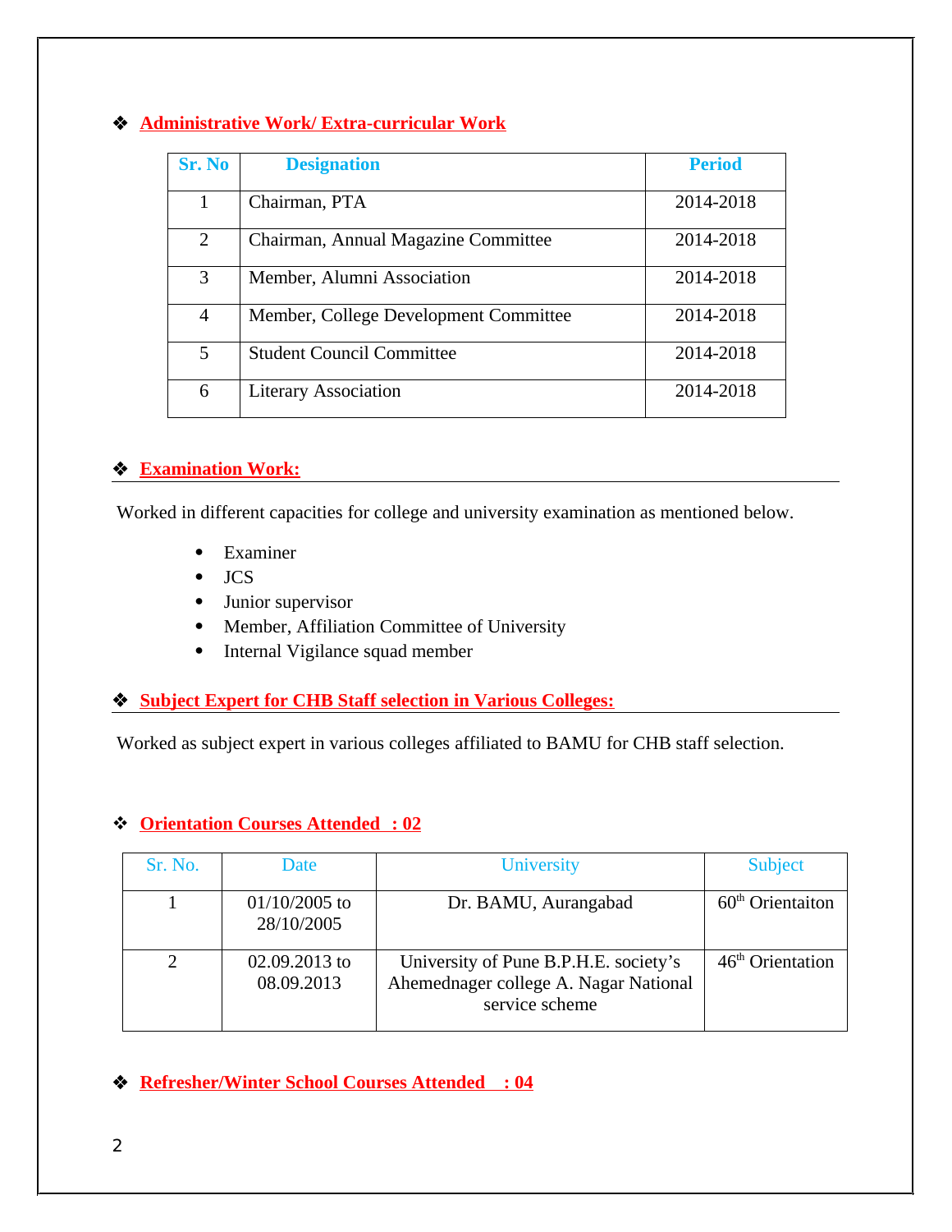## ❖ Administrative Work/ Extra-curricular Work

| Sr. No | Designation | Period |
|---|---|---|
| 1 | Chairman, PTA | 2014-2018 |
| 2 | Chairman, Annual Magazine Committee | 2014-2018 |
| 3 | Member, Alumni Association | 2014-2018 |
| 4 | Member, College Development Committee | 2014-2018 |
| 5 | Student Council Committee | 2014-2018 |
| 6 | Literary Association | 2014-2018 |

## ❖ Examination Work:

Worked in different capacities for college and university examination as mentioned below.

- Examiner
- JCS
- Junior supervisor
- Member, Affiliation Committee of University
- Internal Vigilance squad member

## ❖ Subject Expert for CHB Staff selection in Various Colleges:

Worked as subject expert in various colleges affiliated to BAMU for CHB staff selection.

## ❖ Orientation Courses Attended : 02

| Sr. No. | Date | University | Subject |
|---|---|---|---|
| 1 | 01/10/2005 to 28/10/2005 | Dr. BAMU, Aurangabad | 60th Orientaiton |
| 2 | 02.09.2013 to 08.09.2013 | University of Pune B.P.H.E. society's Ahemednager college A. Nagar National service scheme | 46th Orientation |

## ❖ Refresher/Winter School Courses Attended : 04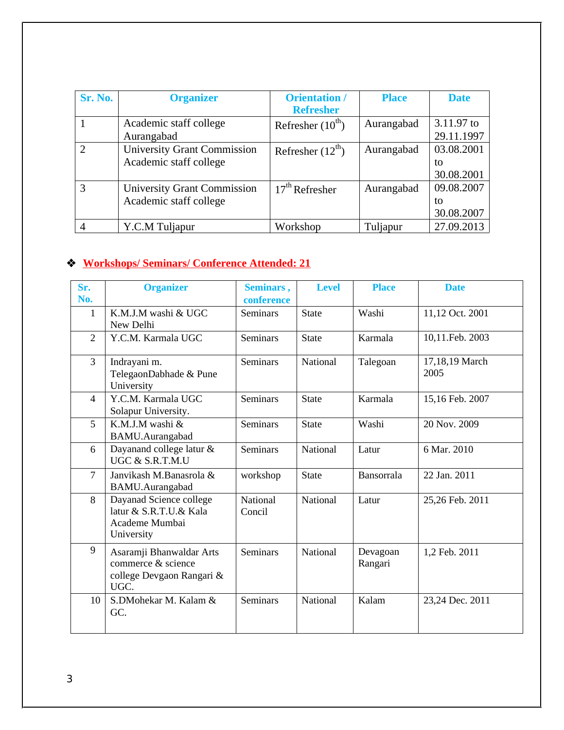| Sr. No. | Organizer | Orientation / Refresher | Place | Date |
|---|---|---|---|---|
| 1 | Academic staff college Aurangabad | Refresher (10th) | Aurangabad | 3.11.97 to 29.11.1997 |
| 2 | University Grant Commission Academic staff college | Refresher (12th) | Aurangabad | 03.08.2001 to 30.08.2001 |
| 3 | University Grant Commission Academic staff college | 17th Refresher | Aurangabad | 09.08.2007 to 30.08.2007 |
| 4 | Y.C.M Tuljapur | Workshop | Tuljapur | 27.09.2013 |

- **Workshops/ Seminars/ Conference Attended: 21**

| Sr. No. | Organizer | Seminars , conference | Level | Place | Date |
|---|---|---|---|---|---|
| 1 | K.M.J.M washi & UGC New Delhi | Seminars | State | Washi | 11,12 Oct. 2001 |
| 2 | Y.C.M. Karmala UGC | Seminars | State | Karmala | 10,11.Feb. 2003 |
| 3 | Indrayani m. TelegaonDabhade & Pune University | Seminars | National | Telegoan | 17,18,19 March 2005 |
| 4 | Y.C.M. Karmala UGC Solapur University. | Seminars | State | Karmala | 15,16 Feb. 2007 |
| 5 | K.M.J.M washi & BAMU.Aurangabad | Seminars | State | Washi | 20 Nov. 2009 |
| 6 | Dayanand college latur & UGC & S.R.T.M.U | Seminars | National | Latur | 6 Mar. 2010 |
| 7 | Janvikash M.Banasrola & BAMU.Aurangabad | workshop | State | Bansorrala | 22 Jan. 2011 |
| 8 | Dayanad Science college latur & S.R.T.U.& Kala Academe Mumbai University | National Concil | National | Latur | 25,26 Feb. 2011 |
| 9 | Asaramji Bhanwaldar Arts commerce & science college Devgaon Rangari & UGC. | Seminars | National | Devagoan Rangari | 1,2 Feb. 2011 |
| 10 | S.DMohekar M. Kalam & GC. | Seminars | National | Kalam | 23,24 Dec. 2011 |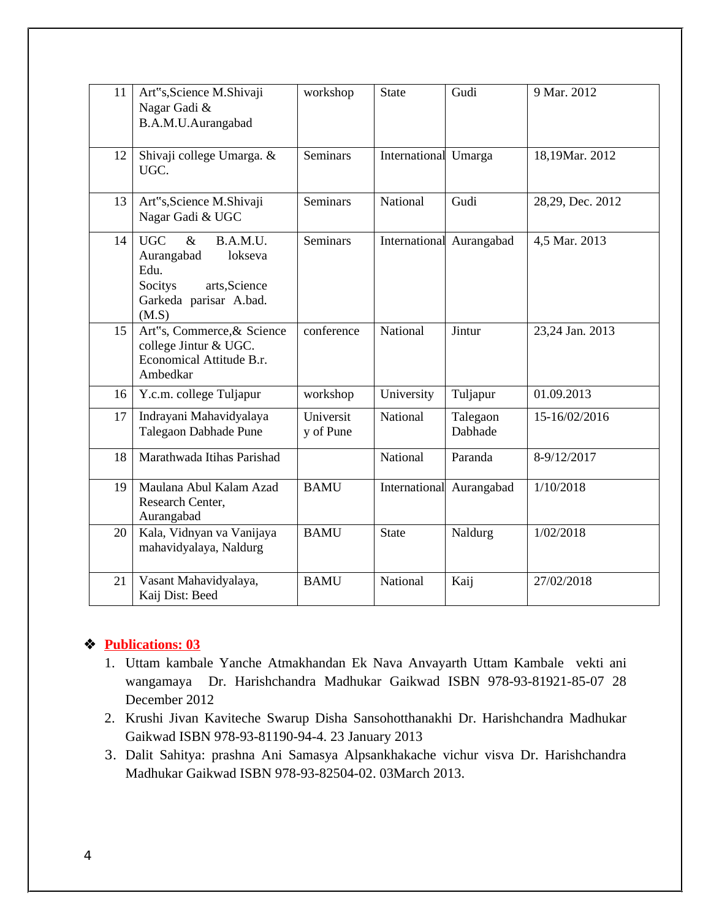| | | | | | |
|---|---|---|---|---|---|
| 11 | Art‟s,Science M.Shivaji Nagar Gadi & B.A.M.U.Aurangabad | workshop | State | Gudi | 9 Mar. 2012 |
| 12 | Shivaji college Umarga. & UGC. | Seminars | International | Umarga | 18,19Mar. 2012 |
| 13 | Art‟s,Science M.Shivaji Nagar Gadi & UGC | Seminars | National | Gudi | 28,29, Dec. 2012 |
| 14 | UGC & B.A.M.U. Aurangabad lokseva Edu. Socitys arts,Science Garkeda parisar A.bad. (M.S) | Seminars | International | Aurangabad | 4,5 Mar. 2013 |
| 15 | Art‟s, Commerce,& Science college Jintur & UGC. Economical Attitude B.r. Ambedkar | conference | National | Jintur | 23,24 Jan. 2013 |
| 16 | Y.c.m. college Tuljapur | workshop | University | Tuljapur | 01.09.2013 |
| 17 | Indrayani Mahavidyalaya Talegaon Dabhade Pune | University of Pune | National | Talegaon Dabhade | 15-16/02/2016 |
| 18 | Marathwada Itihas Parishad | | National | Paranda | 8-9/12/2017 |
| 19 | Maulana Abul Kalam Azad Research Center, Aurangabad | BAMU | International | Aurangabad | 1/10/2018 |
| 20 | Kala, Vidnyan va Vanijaya mahavidyalaya, Naldurg | BAMU | State | Naldurg | 1/02/2018 |
| 21 | Vasant Mahavidyalaya, Kaij Dist: Beed | BAMU | National | Kaij | 27/02/2018 |

❖ **Publications: 03**

1. Uttam kambale Yanche Atmakhandan Ek Nava Anvayarth Uttam Kambale vekti ani wangamaya Dr. Harishchandra Madhukar Gaikwad ISBN 978-93-81921-85-07 28 December 2012
2. Krushi Jivan Kaviteche Swarup Disha Sansohotthanakhi Dr. Harishchandra Madhukar Gaikwad ISBN 978-93-81190-94-4. 23 January 2013
3. Dalit Sahitya: prashna Ani Samasya Alpsankhakache vichur visva Dr. Harishchandra Madhukar Gaikwad ISBN 978-93-82504-02. 03March 2013.